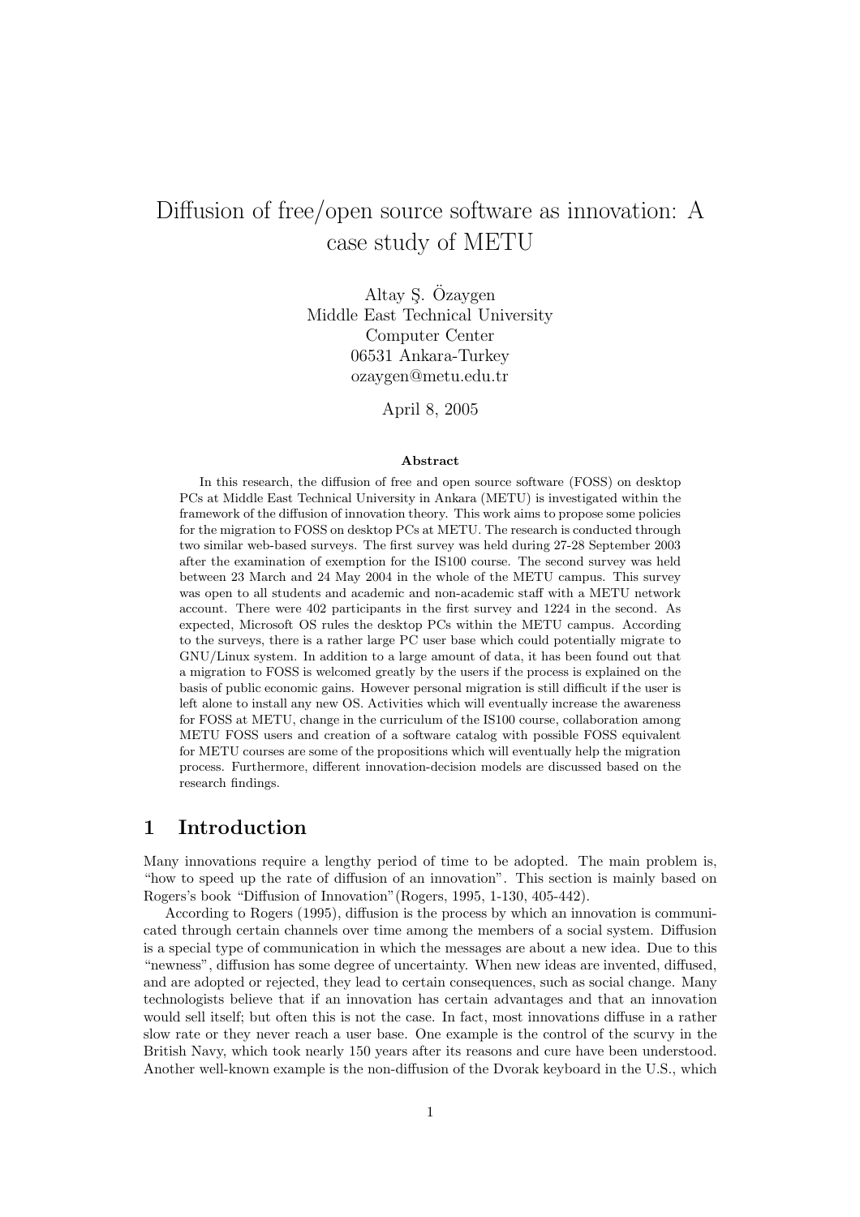# Diffusion of free/open source software as innovation: A case study of METU

Altay Ş. Özaygen
Middle East Technical University
Computer Center
06531 Ankara-Turkey
ozaygen@metu.edu.tr

April 8, 2005

### Abstract

In this research, the diffusion of free and open source software (FOSS) on desktop PCs at Middle East Technical University in Ankara (METU) is investigated within the framework of the diffusion of innovation theory. This work aims to propose some policies for the migration to FOSS on desktop PCs at METU. The research is conducted through two similar web-based surveys. The first survey was held during 27-28 September 2003 after the examination of exemption for the IS100 course. The second survey was held between 23 March and 24 May 2004 in the whole of the METU campus. This survey was open to all students and academic and non-academic staff with a METU network account. There were 402 participants in the first survey and 1224 in the second. As expected, Microsoft OS rules the desktop PCs within the METU campus. According to the surveys, there is a rather large PC user base which could potentially migrate to GNU/Linux system. In addition to a large amount of data, it has been found out that a migration to FOSS is welcomed greatly by the users if the process is explained on the basis of public economic gains. However personal migration is still difficult if the user is left alone to install any new OS. Activities which will eventually increase the awareness for FOSS at METU, change in the curriculum of the IS100 course, collaboration among METU FOSS users and creation of a software catalog with possible FOSS equivalent for METU courses are some of the propositions which will eventually help the migration process. Furthermore, different innovation-decision models are discussed based on the research findings.

## 1 Introduction

Many innovations require a lengthy period of time to be adopted. The main problem is, "how to speed up the rate of diffusion of an innovation". This section is mainly based on Rogers's book "Diffusion of Innovation"(Rogers, 1995, 1-130, 405-442).

According to Rogers (1995), diffusion is the process by which an innovation is communicated through certain channels over time among the members of a social system. Diffusion is a special type of communication in which the messages are about a new idea. Due to this "newness", diffusion has some degree of uncertainty. When new ideas are invented, diffused, and are adopted or rejected, they lead to certain consequences, such as social change. Many technologists believe that if an innovation has certain advantages and that an innovation would sell itself; but often this is not the case. In fact, most innovations diffuse in a rather slow rate or they never reach a user base. One example is the control of the scurvy in the British Navy, which took nearly 150 years after its reasons and cure have been understood. Another well-known example is the non-diffusion of the Dvorak keyboard in the U.S., which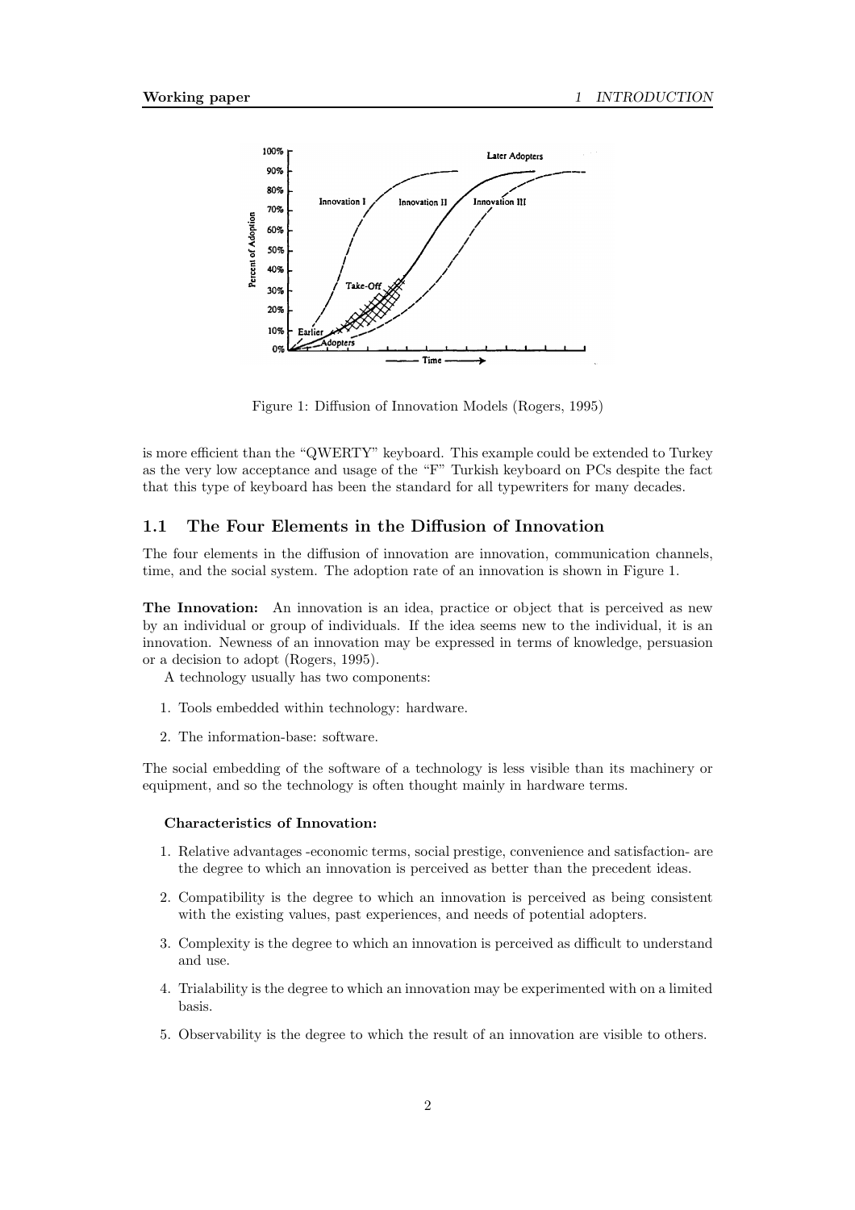Figure 1: Diffusion of Innovation Models (Rogers, 1995)

is more efficient than the "QWERTY" keyboard. This example could be extended to Turkey as the very low acceptance and usage of the "F" Turkish keyboard on PCs despite the fact that this type of keyboard has been the standard for all typewriters for many decades.

## 1.1 The Four Elements in the Diffusion of Innovation

The four elements in the diffusion of innovation are innovation, communication channels, time, and the social system. The adoption rate of an innovation is shown in Figure 1.

**The Innovation:** An innovation is an idea, practice or object that is perceived as new by an individual or group of individuals. If the idea seems new to the individual, it is an innovation. Newness of an innovation may be expressed in terms of knowledge, persuasion or a decision to adopt (Rogers, 1995).

A technology usually has two components:

1. Tools embedded within technology: hardware.
2. The information-base: software.

The social embedding of the software of a technology is less visible than its machinery or equipment, and so the technology is often thought mainly in hardware terms.

**Characteristics of Innovation:**

1. Relative advantages -economic terms, social prestige, convenience and satisfaction- are the degree to which an innovation is perceived as better than the precedent ideas.
2. Compatibility is the degree to which an innovation is perceived as being consistent with the existing values, past experiences, and needs of potential adopters.
3. Complexity is the degree to which an innovation is perceived as difficult to understand and use.
4. Trialability is the degree to which an innovation may be experimented with on a limited basis.
5. Observability is the degree to which the result of an innovation are visible to others.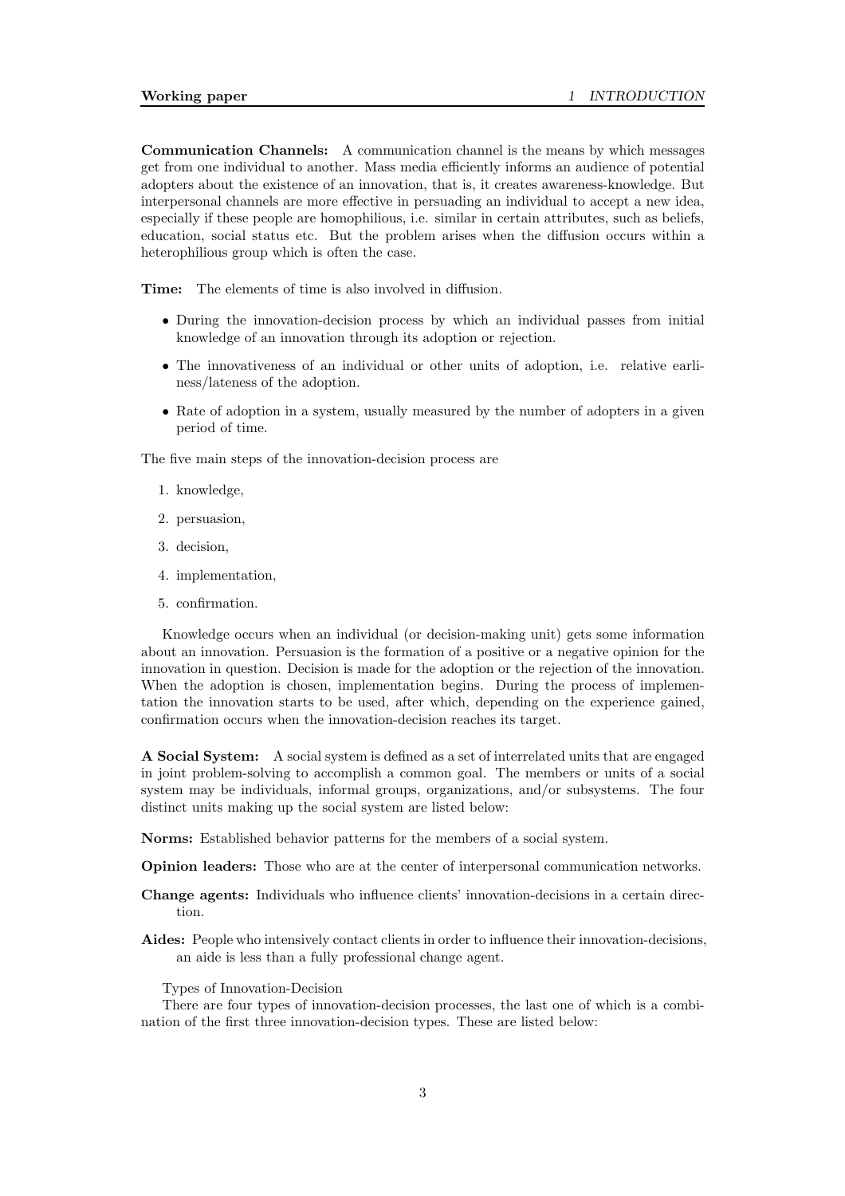**Communication Channels:** A communication channel is the means by which messages get from one individual to another. Mass media efficiently informs an audience of potential adopters about the existence of an innovation, that is, it creates awareness-knowledge. But interpersonal channels are more effective in persuading an individual to accept a new idea, especially if these people are homophilious, i.e. similar in certain attributes, such as beliefs, education, social status etc. But the problem arises when the diffusion occurs within a heterophilious group which is often the case.

**Time:** The elements of time is also involved in diffusion.

- During the innovation-decision process by which an individual passes from initial knowledge of an innovation through its adoption or rejection.
- The innovativeness of an individual or other units of adoption, i.e. relative earliness/lateness of the adoption.
- Rate of adoption in a system, usually measured by the number of adopters in a given period of time.

The five main steps of the innovation-decision process are

1. knowledge,
2. persuasion,
3. decision,
4. implementation,
5. confirmation.

Knowledge occurs when an individual (or decision-making unit) gets some information about an innovation. Persuasion is the formation of a positive or a negative opinion for the innovation in question. Decision is made for the adoption or the rejection of the innovation. When the adoption is chosen, implementation begins. During the process of implementation the innovation starts to be used, after which, depending on the experience gained, confirmation occurs when the innovation-decision reaches its target.

**A Social System:** A social system is defined as a set of interrelated units that are engaged in joint problem-solving to accomplish a common goal. The members or units of a social system may be individuals, informal groups, organizations, and/or subsystems. The four distinct units making up the social system are listed below:

**Norms:** Established behavior patterns for the members of a social system.

**Opinion leaders:** Those who are at the center of interpersonal communication networks.

**Change agents:** Individuals who influence clients' innovation-decisions in a certain direction.

**Aides:** People who intensively contact clients in order to influence their innovation-decisions, an aide is less than a fully professional change agent.

Types of Innovation-Decision

There are four types of innovation-decision processes, the last one of which is a combination of the first three innovation-decision types. These are listed below: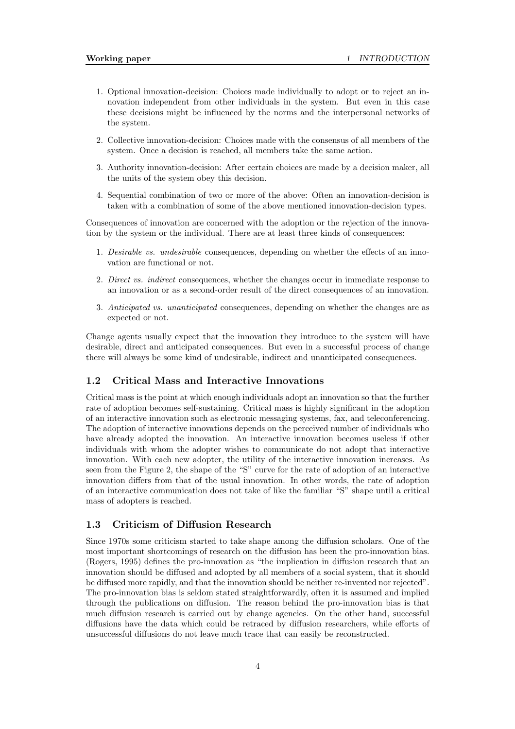1. Optional innovation-decision: Choices made individually to adopt or to reject an innovation independent from other individuals in the system. But even in this case these decisions might be influenced by the norms and the interpersonal networks of the system.

2. Collective innovation-decision: Choices made with the consensus of all members of the system. Once a decision is reached, all members take the same action.

3. Authority innovation-decision: After certain choices are made by a decision maker, all the units of the system obey this decision.

4. Sequential combination of two or more of the above: Often an innovation-decision is taken with a combination of some of the above mentioned innovation-decision types.

Consequences of innovation are concerned with the adoption or the rejection of the innovation by the system or the individual. There are at least three kinds of consequences:

1. *Desirable vs. undesirable* consequences, depending on whether the effects of an innovation are functional or not.

2. *Direct vs. indirect* consequences, whether the changes occur in immediate response to an innovation or as a second-order result of the direct consequences of an innovation.

3. *Anticipated vs. unanticipated* consequences, depending on whether the changes are as expected or not.

Change agents usually expect that the innovation they introduce to the system will have desirable, direct and anticipated consequences. But even in a successful process of change there will always be some kind of undesirable, indirect and unanticipated consequences.

## 1.2 Critical Mass and Interactive Innovations

Critical mass is the point at which enough individuals adopt an innovation so that the further rate of adoption becomes self-sustaining. Critical mass is highly significant in the adoption of an interactive innovation such as electronic messaging systems, fax, and teleconferencing. The adoption of interactive innovations depends on the perceived number of individuals who have already adopted the innovation. An interactive innovation becomes useless if other individuals with whom the adopter wishes to communicate do not adopt that interactive innovation. With each new adopter, the utility of the interactive innovation increases. As seen from the Figure 2, the shape of the "S" curve for the rate of adoption of an interactive innovation differs from that of the usual innovation. In other words, the rate of adoption of an interactive communication does not take of like the familiar "S" shape until a critical mass of adopters is reached.

## 1.3 Criticism of Diffusion Research

Since 1970s some criticism started to take shape among the diffusion scholars. One of the most important shortcomings of research on the diffusion has been the pro-innovation bias. (Rogers, 1995) defines the pro-innovation as "the implication in diffusion research that an innovation should be diffused and adopted by all members of a social system, that it should be diffused more rapidly, and that the innovation should be neither re-invented nor rejected". The pro-innovation bias is seldom stated straightforwardly, often it is assumed and implied through the publications on diffusion. The reason behind the pro-innovation bias is that much diffusion research is carried out by change agencies. On the other hand, successful diffusions have the data which could be retraced by diffusion researchers, while efforts of unsuccessful diffusions do not leave much trace that can easily be reconstructed.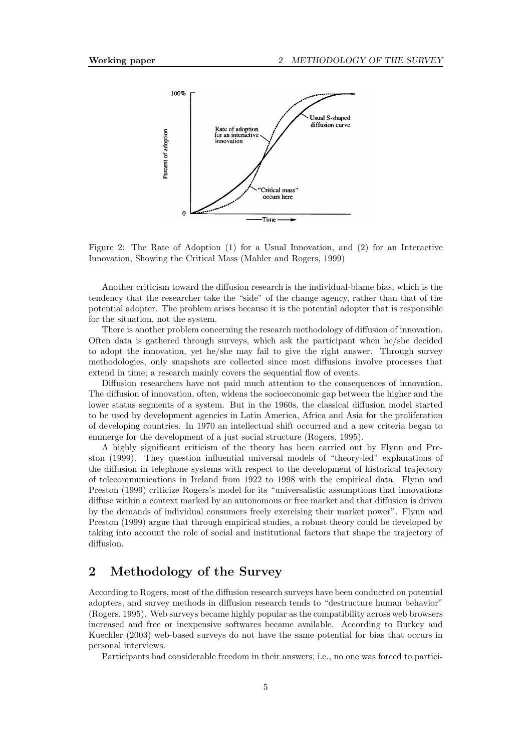Figure 2: The Rate of Adoption (1) for a Usual Innovation, and (2) for an Interactive Innovation, Showing the Critical Mass (Mahler and Rogers, 1999)

Another criticism toward the diffusion research is the individual-blame bias, which is the tendency that the researcher take the "side" of the change agency, rather than that of the potential adopter. The problem arises because it is the potential adopter that is responsible for the situation, not the system.

There is another problem concerning the research methodology of diffusion of innovation. Often data is gathered through surveys, which ask the participant when he/she decided to adopt the innovation, yet he/she may fail to give the right answer. Through survey methodologies, only snapshots are collected since most diffusions involve processes that extend in time; a research mainly covers the sequential flow of events.

Diffusion researchers have not paid much attention to the consequences of innovation. The diffusion of innovation, often, widens the socioeconomic gap between the higher and the lower status segments of a system. But in the 1960s, the classical diffusion model started to be used by development agencies in Latin America, Africa and Asia for the proliferation of developing countries. In 1970 an intellectual shift occurred and a new criteria began to emmerge for the development of a just social structure (Rogers, 1995).

A highly significant criticism of the theory has been carried out by Flynn and Preston (1999). They question influential universal models of "theory-led" explanations of the diffusion in telephone systems with respect to the development of historical trajectory of telecommunications in Ireland from 1922 to 1998 with the empirical data. Flynn and Preston (1999) criticize Rogers's model for its "universalistic assumptions that innovations diffuse within a context marked by an autonomous or free market and that diffusion is driven by the demands of individual consumers freely exercising their market power". Flynn and Preston (1999) argue that through empirical studies, a robust theory could be developed by taking into account the role of social and institutional factors that shape the trajectory of diffusion.

## 2 Methodology of the Survey

According to Rogers, most of the diffusion research surveys have been conducted on potential adopters, and survey methods in diffusion research tends to "destructure human behavior" (Rogers, 1995). Web surveys became highly popular as the compatibility across web browsers increased and free or inexpensive softwares became available. According to Burkey and Kuechler (2003) web-based surveys do not have the same potential for bias that occurs in personal interviews.

Participants had considerable freedom in their answers; i.e., no one was forced to partici-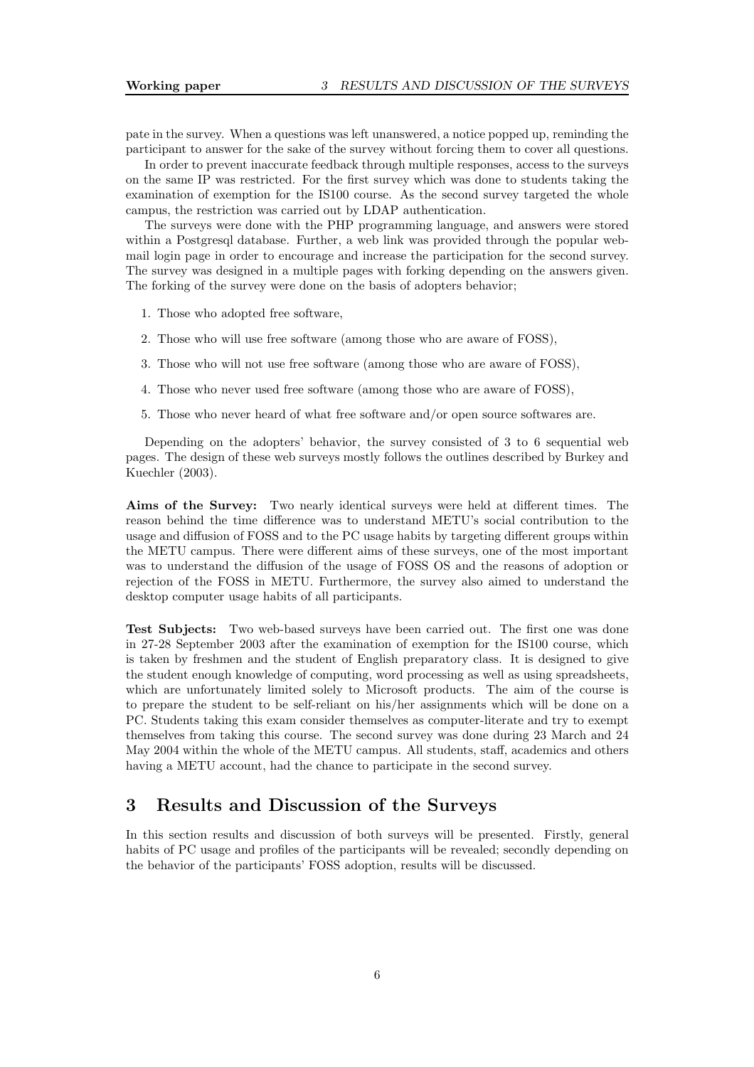pate in the survey. When a questions was left unanswered, a notice popped up, reminding the participant to answer for the sake of the survey without forcing them to cover all questions.

In order to prevent inaccurate feedback through multiple responses, access to the surveys on the same IP was restricted. For the first survey which was done to students taking the examination of exemption for the IS100 course. As the second survey targeted the whole campus, the restriction was carried out by LDAP authentication.

The surveys were done with the PHP programming language, and answers were stored within a Postgresql database. Further, a web link was provided through the popular webmail login page in order to encourage and increase the participation for the second survey. The survey was designed in a multiple pages with forking depending on the answers given. The forking of the survey were done on the basis of adopters behavior;

1. Those who adopted free software,
2. Those who will use free software (among those who are aware of FOSS),
3. Those who will not use free software (among those who are aware of FOSS),
4. Those who never used free software (among those who are aware of FOSS),
5. Those who never heard of what free software and/or open source softwares are.

Depending on the adopters' behavior, the survey consisted of 3 to 6 sequential web pages. The design of these web surveys mostly follows the outlines described by Burkey and Kuechler (2003).

**Aims of the Survey:** Two nearly identical surveys were held at different times. The reason behind the time difference was to understand METU's social contribution to the usage and diffusion of FOSS and to the PC usage habits by targeting different groups within the METU campus. There were different aims of these surveys, one of the most important was to understand the diffusion of the usage of FOSS OS and the reasons of adoption or rejection of the FOSS in METU. Furthermore, the survey also aimed to understand the desktop computer usage habits of all participants.

**Test Subjects:** Two web-based surveys have been carried out. The first one was done in 27-28 September 2003 after the examination of exemption for the IS100 course, which is taken by freshmen and the student of English preparatory class. It is designed to give the student enough knowledge of computing, word processing as well as using spreadsheets, which are unfortunately limited solely to Microsoft products. The aim of the course is to prepare the student to be self-reliant on his/her assignments which will be done on a PC. Students taking this exam consider themselves as computer-literate and try to exempt themselves from taking this course. The second survey was done during 23 March and 24 May 2004 within the whole of the METU campus. All students, staff, academics and others having a METU account, had the chance to participate in the second survey.

# 3 Results and Discussion of the Surveys

In this section results and discussion of both surveys will be presented. Firstly, general habits of PC usage and profiles of the participants will be revealed; secondly depending on the behavior of the participants' FOSS adoption, results will be discussed.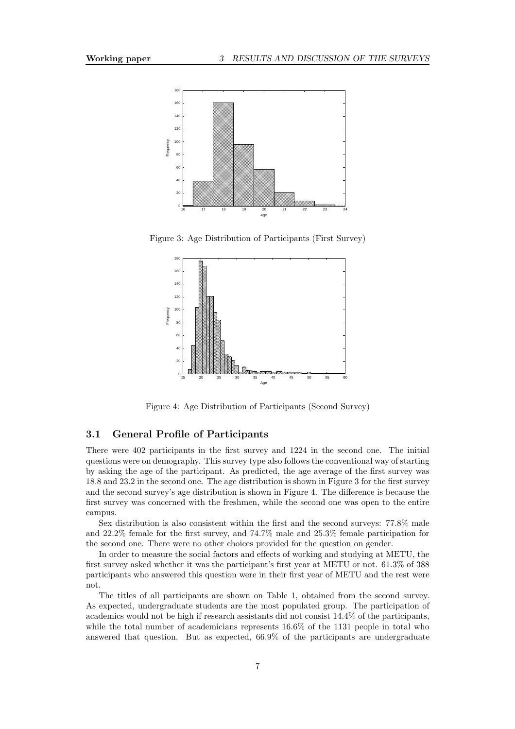Figure 3: Age Distribution of Participants (First Survey)

Figure 4: Age Distribution of Participants (Second Survey)

### 3.1 General Profile of Participants

There were 402 participants in the first survey and 1224 in the second one. The initial questions were on demography. This survey type also follows the conventional way of starting by asking the age of the participant. As predicted, the age average of the first survey was 18.8 and 23.2 in the second one. The age distribution is shown in Figure 3 for the first survey and the second survey's age distribution is shown in Figure 4. The difference is because the first survey was concerned with the freshmen, while the second one was open to the entire campus.

Sex distribution is also consistent within the first and the second surveys: 77.8% male and 22.2% female for the first survey, and 74.7% male and 25.3% female participation for the second one. There were no other choices provided for the question on gender.

In order to measure the social factors and effects of working and studying at METU, the first survey asked whether it was the participant's first year at METU or not. 61.3% of 388 participants who answered this question were in their first year of METU and the rest were not.

The titles of all participants are shown on Table 1, obtained from the second survey. As expected, undergraduate students are the most populated group. The participation of academics would not be high if research assistants did not consist 14.4% of the participants, while the total number of academicians represents 16.6% of the 1131 people in total who answered that question. But as expected, 66.9% of the participants are undergraduate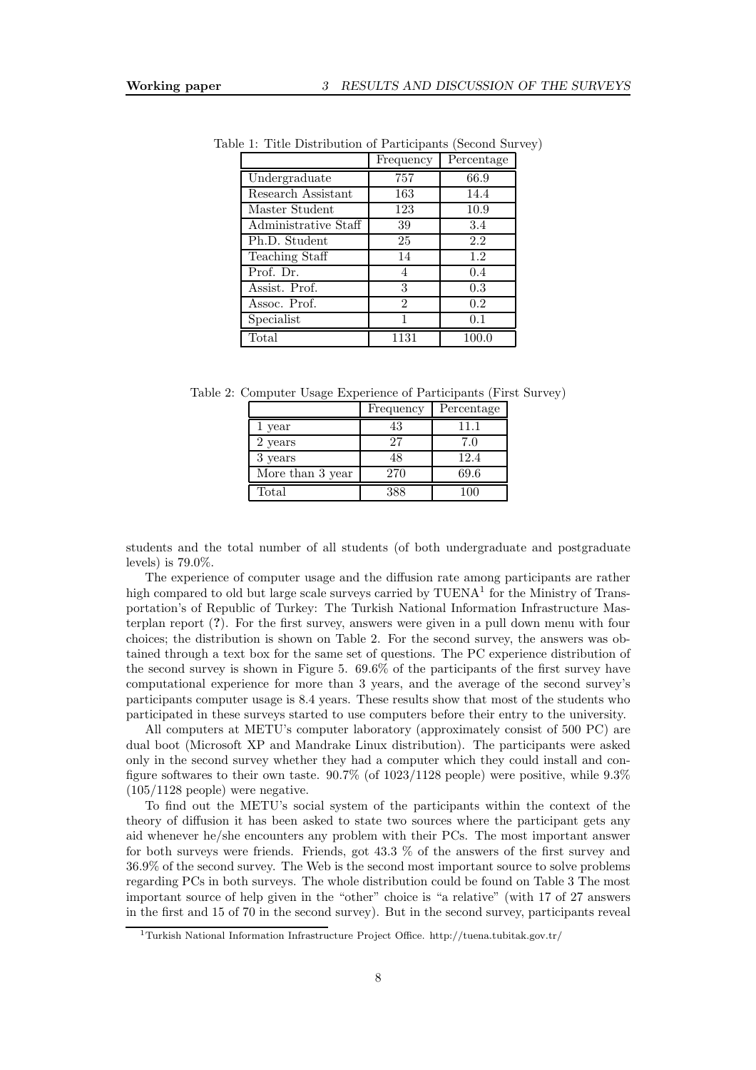Table 1: Title Distribution of Participants (Second Survey)

| | Frequency | Percentage |
|---|---|---|
| Undergraduate | 757 | 66.9 |
| Research Assistant | 163 | 14.4 |
| Master Student | 123 | 10.9 |
| Administrative Staff | 39 | 3.4 |
| Ph.D. Student | 25 | 2.2 |
| Teaching Staff | 14 | 1.2 |
| Prof. Dr. | 4 | 0.4 |
| Assist. Prof. | 3 | 0.3 |
| Assoc. Prof. | 2 | 0.2 |
| Specialist | 1 | 0.1 |
| Total | 1131 | 100.0 |

Table 2: Computer Usage Experience of Participants (First Survey)

| | Frequency | Percentage |
|---|---|---|
| 1 year | 43 | 11.1 |
| 2 years | 27 | 7.0 |
| 3 years | 48 | 12.4 |
| More than 3 year | 270 | 69.6 |
| Total | 388 | 100 |

students and the total number of all students (of both undergraduate and postgraduate levels) is 79.0%.

The experience of computer usage and the diffusion rate among participants are rather high compared to old but large scale surveys carried by TUENA[1] for the Ministry of Transportation's of Republic of Turkey: The Turkish National Information Infrastructure Masterplan report (?). For the first survey, answers were given in a pull down menu with four choices; the distribution is shown on Table 2. For the second survey, the answers was obtained through a text box for the same set of questions. The PC experience distribution of the second survey is shown in Figure 5. 69.6% of the participants of the first survey have computational experience for more than 3 years, and the average of the second survey's participants computer usage is 8.4 years. These results show that most of the students who participated in these surveys started to use computers before their entry to the university.

All computers at METU's computer laboratory (approximately consist of 500 PC) are dual boot (Microsoft XP and Mandrake Linux distribution). The participants were asked only in the second survey whether they had a computer which they could install and configure softwares to their own taste. 90.7% (of 1023/1128 people) were positive, while 9.3% (105/1128 people) were negative.

To find out the METU's social system of the participants within the context of the theory of diffusion it has been asked to state two sources where the participant gets any aid whenever he/she encounters any problem with their PCs. The most important answer for both surveys were friends. Friends, got 43.3 % of the answers of the first survey and 36.9% of the second survey. The Web is the second most important source to solve problems regarding PCs in both surveys. The whole distribution could be found on Table 3 The most important source of help given in the "other" choice is "a relative" (with 17 of 27 answers in the first and 15 of 70 in the second survey). But in the second survey, participants reveal

[1] Turkish National Information Infrastructure Project Office. http://tuena.tubitak.gov.tr/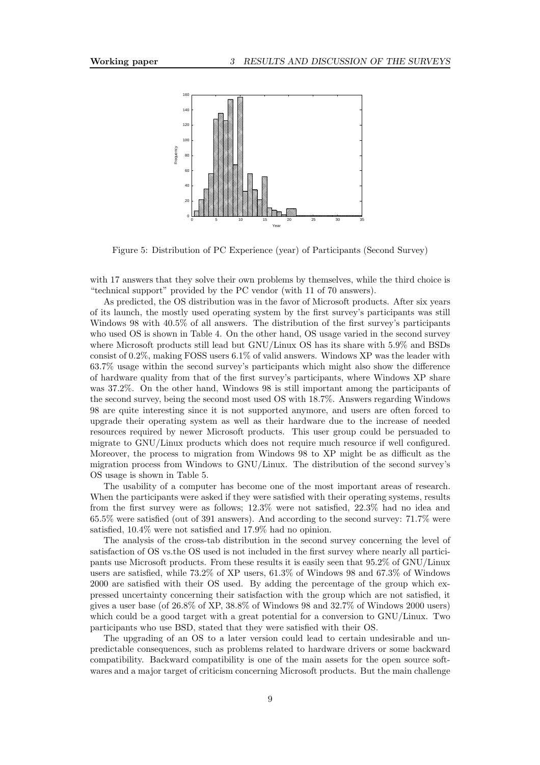Figure 5: Distribution of PC Experience (year) of Participants (Second Survey)

with 17 answers that they solve their own problems by themselves, while the third choice is "technical support" provided by the PC vendor (with 11 of 70 answers).

As predicted, the OS distribution was in the favor of Microsoft products. After six years of its launch, the mostly used operating system by the first survey's participants was still Windows 98 with 40.5% of all answers. The distribution of the first survey's participants who used OS is shown in Table 4. On the other hand, OS usage varied in the second survey where Microsoft products still lead but GNU/Linux OS has its share with 5.9% and BSDs consist of 0.2%, making FOSS users 6.1% of valid answers. Windows XP was the leader with 63.7% usage within the second survey's participants which might also show the difference of hardware quality from that of the first survey's participants, where Windows XP share was 37.2%. On the other hand, Windows 98 is still important among the participants of the second survey, being the second most used OS with 18.7%. Answers regarding Windows 98 are quite interesting since it is not supported anymore, and users are often forced to upgrade their operating system as well as their hardware due to the increase of needed resources required by newer Microsoft products. This user group could be persuaded to migrate to GNU/Linux products which does not require much resource if well configured. Moreover, the process to migration from Windows 98 to XP might be as difficult as the migration process from Windows to GNU/Linux. The distribution of the second survey's OS usage is shown in Table 5.

The usability of a computer has become one of the most important areas of research. When the participants were asked if they were satisfied with their operating systems, results from the first survey were as follows; 12.3% were not satisfied, 22.3% had no idea and 65.5% were satisfied (out of 391 answers). And according to the second survey: 71.7% were satisfied, 10.4% were not satisfied and 17.9% had no opinion.

The analysis of the cross-tab distribution in the second survey concerning the level of satisfaction of OS vs.the OS used is not included in the first survey where nearly all participants use Microsoft products. From these results it is easily seen that 95.2% of GNU/Linux users are satisfied, while 73.2% of XP users, 61.3% of Windows 98 and 67.3% of Windows 2000 are satisfied with their OS used. By adding the percentage of the group which expressed uncertainty concerning their satisfaction with the group which are not satisfied, it gives a user base (of 26.8% of XP, 38.8% of Windows 98 and 32.7% of Windows 2000 users) which could be a good target with a great potential for a conversion to GNU/Linux. Two participants who use BSD, stated that they were satisfied with their OS.

The upgrading of an OS to a later version could lead to certain undesirable and unpredictable consequences, such as problems related to hardware drivers or some backward compatibility. Backward compatibility is one of the main assets for the open source softwares and a major target of criticism concerning Microsoft products. But the main challenge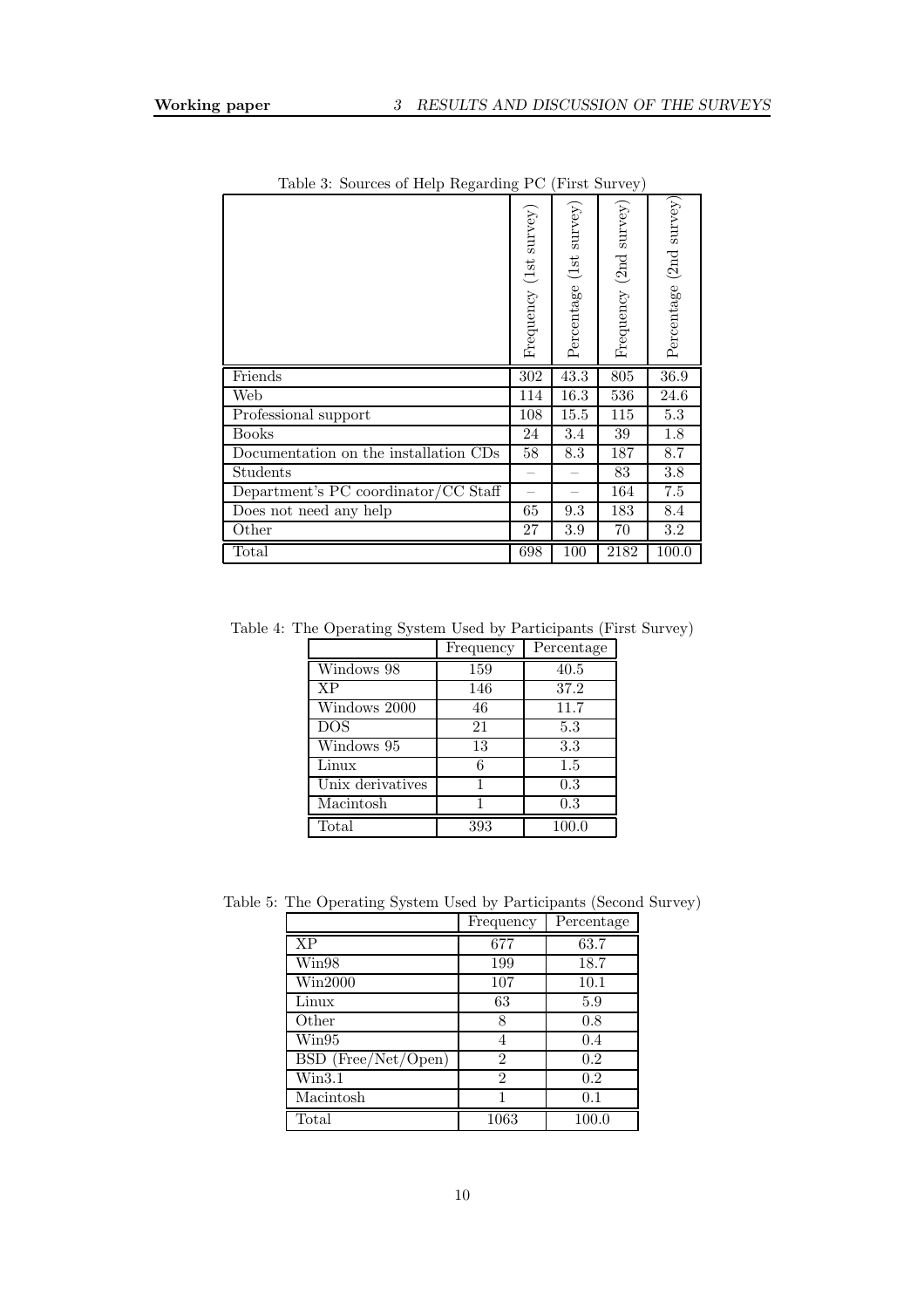Table 3: Sources of Help Regarding PC (First Survey)

| | Frequency (1st survey) | Percentage (1st survey) | Frequency (2nd survey) | Percentage (2nd survey) |
|---|---|---|---|---|
| Friends | 302 | 43.3 | 805 | 36.9 |
| Web | 114 | 16.3 | 536 | 24.6 |
| Professional support | 108 | 15.5 | 115 | 5.3 |
| Books | 24 | 3.4 | 39 | 1.8 |
| Documentation on the installation CDs | 58 | 8.3 | 187 | 8.7 |
| Students | – | – | 83 | 3.8 |
| Department's PC coordinator/CC Staff | – | – | 164 | 7.5 |
| Does not need any help | 65 | 9.3 | 183 | 8.4 |
| Other | 27 | 3.9 | 70 | 3.2 |
| Total | 698 | 100 | 2182 | 100.0 |

Table 4: The Operating System Used by Participants (First Survey)

| | Frequency | Percentage |
|---|---|---|
| Windows 98 | 159 | 40.5 |
| XP | 146 | 37.2 |
| Windows 2000 | 46 | 11.7 |
| DOS | 21 | 5.3 |
| Windows 95 | 13 | 3.3 |
| Linux | 6 | 1.5 |
| Unix derivatives | 1 | 0.3 |
| Macintosh | 1 | 0.3 |
| Total | 393 | 100.0 |

Table 5: The Operating System Used by Participants (Second Survey)

| | Frequency | Percentage |
|---|---|---|
| XP | 677 | 63.7 |
| Win98 | 199 | 18.7 |
| Win2000 | 107 | 10.1 |
| Linux | 63 | 5.9 |
| Other | 8 | 0.8 |
| Win95 | 4 | 0.4 |
| BSD (Free/Net/Open) | 2 | 0.2 |
| Win3.1 | 2 | 0.2 |
| Macintosh | 1 | 0.1 |
| Total | 1063 | 100.0 |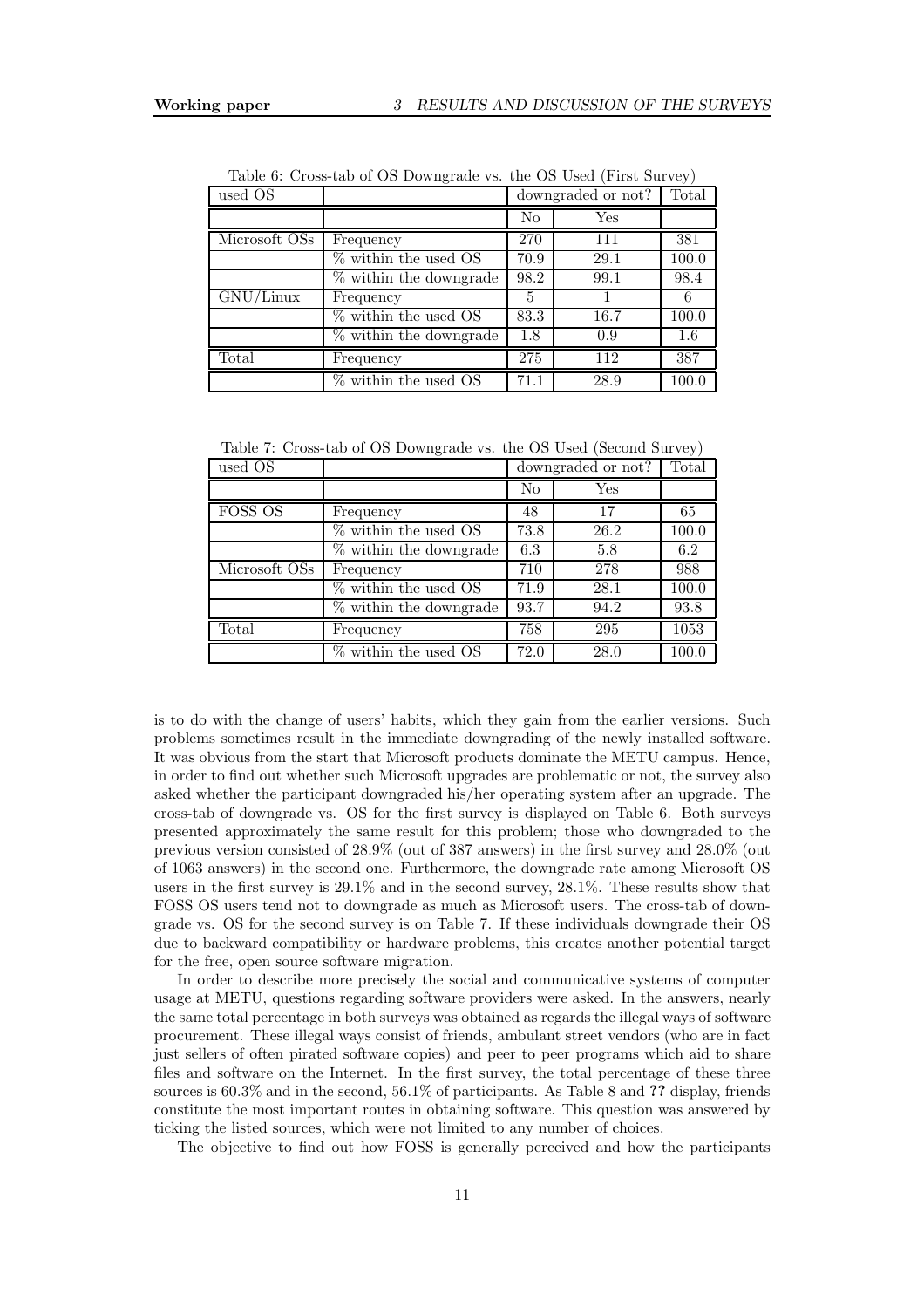Table 6: Cross-tab of OS Downgrade vs. the OS Used (First Survey)

| used OS | | downgraded or not? | | Total |
|---|---|---|---|---|
| | | No | Yes | |
| Microsoft OSs | Frequency | 270 | 111 | 381 |
| | % within the used OS | 70.9 | 29.1 | 100.0 |
| | % within the downgrade | 98.2 | 99.1 | 98.4 |
| GNU/Linux | Frequency | 5 | 1 | 6 |
| | % within the used OS | 83.3 | 16.7 | 100.0 |
| | % within the downgrade | 1.8 | 0.9 | 1.6 |
| Total | Frequency | 275 | 112 | 387 |
| | % within the used OS | 71.1 | 28.9 | 100.0 |

Table 7: Cross-tab of OS Downgrade vs. the OS Used (Second Survey)

| used OS | | downgraded or not? | | Total |
|---|---|---|---|---|
| | | No | Yes | |
| FOSS OS | Frequency | 48 | 17 | 65 |
| | % within the used OS | 73.8 | 26.2 | 100.0 |
| | % within the downgrade | 6.3 | 5.8 | 6.2 |
| Microsoft OSs | Frequency | 710 | 278 | 988 |
| | % within the used OS | 71.9 | 28.1 | 100.0 |
| | % within the downgrade | 93.7 | 94.2 | 93.8 |
| Total | Frequency | 758 | 295 | 1053 |
| | % within the used OS | 72.0 | 28.0 | 100.0 |

is to do with the change of users' habits, which they gain from the earlier versions. Such problems sometimes result in the immediate downgrading of the newly installed software. It was obvious from the start that Microsoft products dominate the METU campus. Hence, in order to find out whether such Microsoft upgrades are problematic or not, the survey also asked whether the participant downgraded his/her operating system after an upgrade. The cross-tab of downgrade vs. OS for the first survey is displayed on Table 6. Both surveys presented approximately the same result for this problem; those who downgraded to the previous version consisted of 28.9% (out of 387 answers) in the first survey and 28.0% (out of 1063 answers) in the second one. Furthermore, the downgrade rate among Microsoft OS users in the first survey is 29.1% and in the second survey, 28.1%. These results show that FOSS OS users tend not to downgrade as much as Microsoft users. The cross-tab of downgrade vs. OS for the second survey is on Table 7. If these individuals downgrade their OS due to backward compatibility or hardware problems, this creates another potential target for the free, open source software migration.

In order to describe more precisely the social and communicative systems of computer usage at METU, questions regarding software providers were asked. In the answers, nearly the same total percentage in both surveys was obtained as regards the illegal ways of software procurement. These illegal ways consist of friends, ambulant street vendors (who are in fact just sellers of often pirated software copies) and peer to peer programs which aid to share files and software on the Internet. In the first survey, the total percentage of these three sources is 60.3% and in the second, 56.1% of participants. As Table 8 and **??** display, friends constitute the most important routes in obtaining software. This question was answered by ticking the listed sources, which were not limited to any number of choices.

The objective to find out how FOSS is generally perceived and how the participants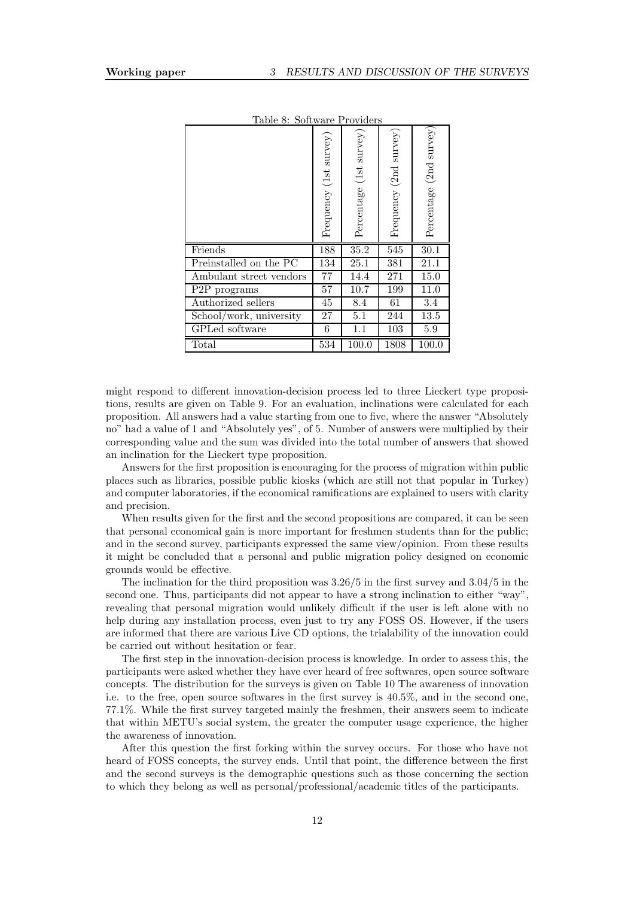Table 8: Software Providers

| | Frequency (1st survey) | Percentage (1st survey) | Frequency (2nd survey) | Percentage (2nd survey) |
|---|---|---|---|---|
| Friends | 188 | 35.2 | 545 | 30.1 |
| Preinstalled on the PC | 134 | 25.1 | 381 | 21.1 |
| Ambulant street vendors | 77 | 14.4 | 271 | 15.0 |
| P2P programs | 57 | 10.7 | 199 | 11.0 |
| Authorized sellers | 45 | 8.4 | 61 | 3.4 |
| School/work, university | 27 | 5.1 | 244 | 13.5 |
| GPLed software | 6 | 1.1 | 103 | 5.9 |
| Total | 534 | 100.0 | 1808 | 100.0 |

might respond to different innovation-decision process led to three Lieckert type propositions, results are given on Table 9. For an evaluation, inclinations were calculated for each proposition. All answers had a value starting from one to five, where the answer "Absolutely no" had a value of 1 and "Absolutely yes", of 5. Number of answers were multiplied by their corresponding value and the sum was divided into the total number of answers that showed an inclination for the Lieckert type proposition.

Answers for the first proposition is encouraging for the process of migration within public places such as libraries, possible public kiosks (which are still not that popular in Turkey) and computer laboratories, if the economical ramifications are explained to users with clarity and precision.

When results given for the first and the second propositions are compared, it can be seen that personal economical gain is more important for freshmen students than for the public; and in the second survey, participants expressed the same view/opinion. From these results it might be concluded that a personal and public migration policy designed on economic grounds would be effective.

The inclination for the third proposition was 3.26/5 in the first survey and 3.04/5 in the second one. Thus, participants did not appear to have a strong inclination to either "way", revealing that personal migration would unlikely difficult if the user is left alone with no help during any installation process, even just to try any FOSS OS. However, if the users are informed that there are various Live CD options, the trialability of the innovation could be carried out without hesitation or fear.

The first step in the innovation-decision process is knowledge. In order to assess this, the participants were asked whether they have ever heard of free softwares, open source software concepts. The distribution for the surveys is given on Table 10 The awareness of innovation i.e. to the free, open source softwares in the first survey is 40.5%, and in the second one, 77.1%. While the first survey targeted mainly the freshmen, their answers seem to indicate that within METU's social system, the greater the computer usage experience, the higher the awareness of innovation.

After this question the first forking within the survey occurs. For those who have not heard of FOSS concepts, the survey ends. Until that point, the difference between the first and the second surveys is the demographic questions such as those concerning the section to which they belong as well as personal/professional/academic titles of the participants.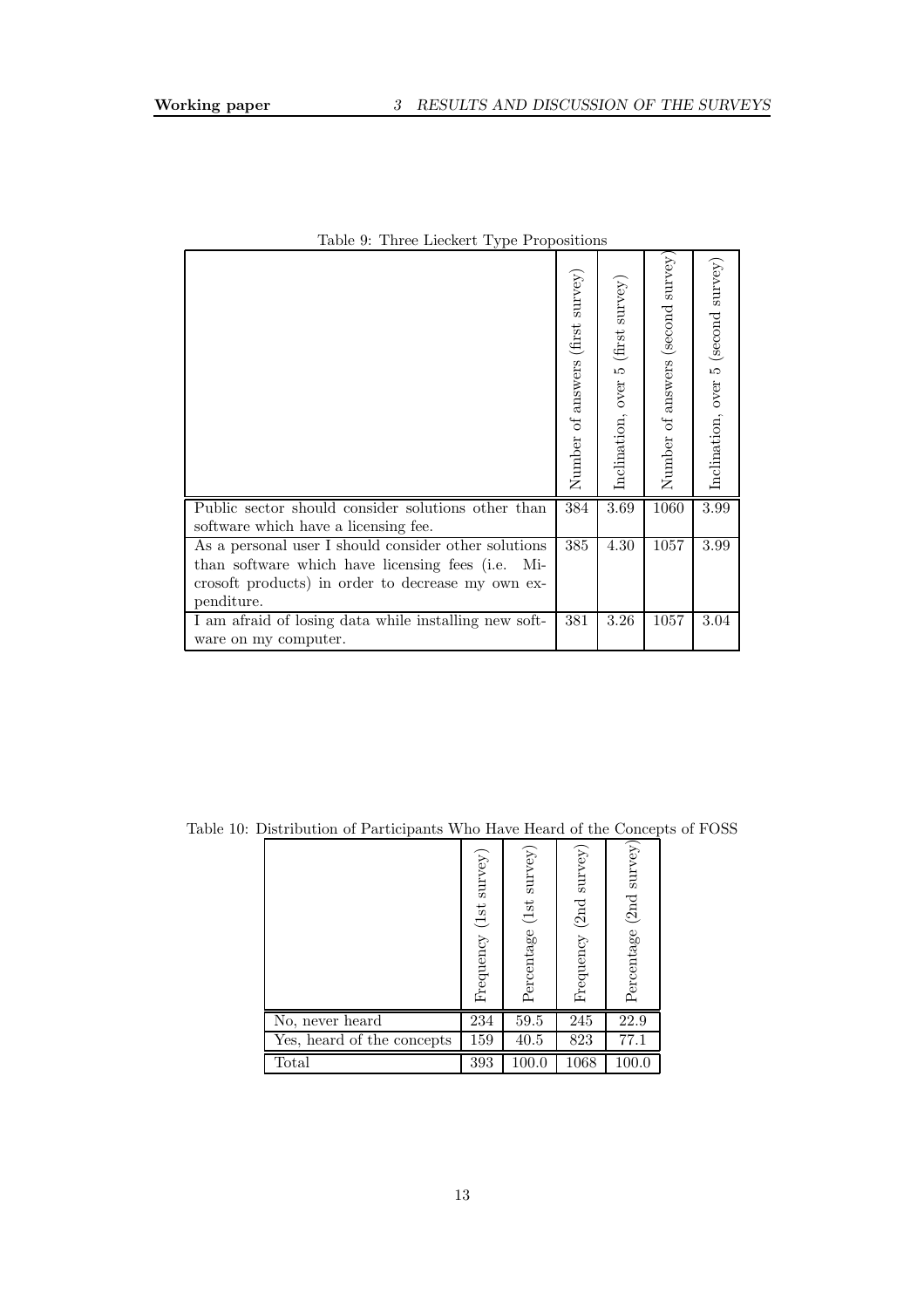Table 9: Three Lieckert Type Propositions

| | Number of answers (first survey) | Inclination, over 5 (first survey) | Number of answers (second survey) | Inclination, over 5 (second survey) |
|---|---|---|---|---|
| Public sector should consider solutions other than software which have a licensing fee. | 384 | 3.69 | 1060 | 3.99 |
| As a personal user I should consider other solutions than software which have licensing fees (i.e. Microsoft products) in order to decrease my own expenditure. | 385 | 4.30 | 1057 | 3.99 |
| I am afraid of losing data while installing new software on my computer. | 381 | 3.26 | 1057 | 3.04 |

Table 10: Distribution of Participants Who Have Heard of the Concepts of FOSS

| | Frequency (1st survey) | Percentage (1st survey) | Frequency (2nd survey) | Percentage (2nd survey) |
|---|---|---|---|---|
| No, never heard | 234 | 59.5 | 245 | 22.9 |
| Yes, heard of the concepts | 159 | 40.5 | 823 | 77.1 |
| Total | 393 | 100.0 | 1068 | 100.0 |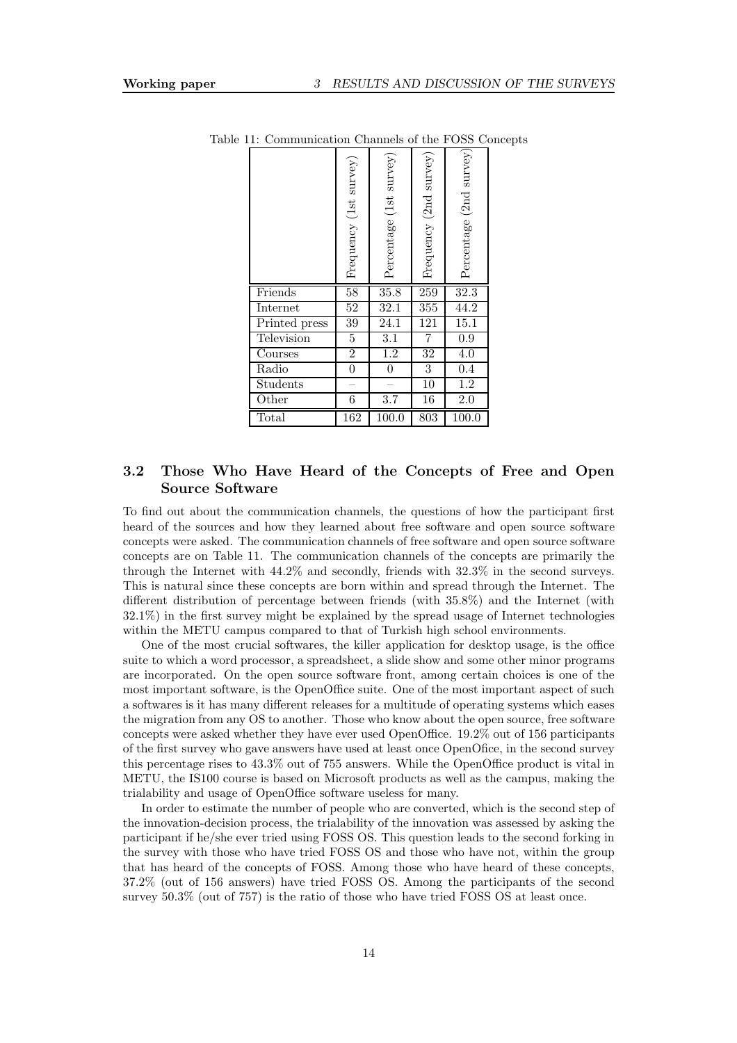Table 11: Communication Channels of the FOSS Concepts

| | Frequency (1st survey) | Percentage (1st survey) | Frequency (2nd survey) | Percentage (2nd survey) |
|---|---|---|---|---|
| Friends | 58 | 35.8 | 259 | 32.3 |
| Internet | 52 | 32.1 | 355 | 44.2 |
| Printed press | 39 | 24.1 | 121 | 15.1 |
| Television | 5 | 3.1 | 7 | 0.9 |
| Courses | 2 | 1.2 | 32 | 4.0 |
| Radio | 0 | 0 | 3 | 0.4 |
| Students | – | – | 10 | 1.2 |
| Other | 6 | 3.7 | 16 | 2.0 |
| Total | 162 | 100.0 | 803 | 100.0 |

## 3.2 Those Who Have Heard of the Concepts of Free and Open Source Software

To find out about the communication channels, the questions of how the participant first heard of the sources and how they learned about free software and open source software concepts were asked. The communication channels of free software and open source software concepts are on Table 11. The communication channels of the concepts are primarily the through the Internet with 44.2% and secondly, friends with 32.3% in the second surveys. This is natural since these concepts are born within and spread through the Internet. The different distribution of percentage between friends (with 35.8%) and the Internet (with 32.1%) in the first survey might be explained by the spread usage of Internet technologies within the METU campus compared to that of Turkish high school environments.

One of the most crucial softwares, the killer application for desktop usage, is the office suite to which a word processor, a spreadsheet, a slide show and some other minor programs are incorporated. On the open source software front, among certain choices is one of the most important software, is the OpenOffice suite. One of the most important aspect of such a softwares is it has many different releases for a multitude of operating systems which eases the migration from any OS to another. Those who know about the open source, free software concepts were asked whether they have ever used OpenOffice. 19.2% out of 156 participants of the first survey who gave answers have used at least once OpenOfice, in the second survey this percentage rises to 43.3% out of 755 answers. While the OpenOffice product is vital in METU, the IS100 course is based on Microsoft products as well as the campus, making the trialability and usage of OpenOffice software useless for many.

In order to estimate the number of people who are converted, which is the second step of the innovation-decision process, the trialability of the innovation was assessed by asking the participant if he/she ever tried using FOSS OS. This question leads to the second forking in the survey with those who have tried FOSS OS and those who have not, within the group that has heard of the concepts of FOSS. Among those who have heard of these concepts, 37.2% (out of 156 answers) have tried FOSS OS. Among the participants of the second survey 50.3% (out of 757) is the ratio of those who have tried FOSS OS at least once.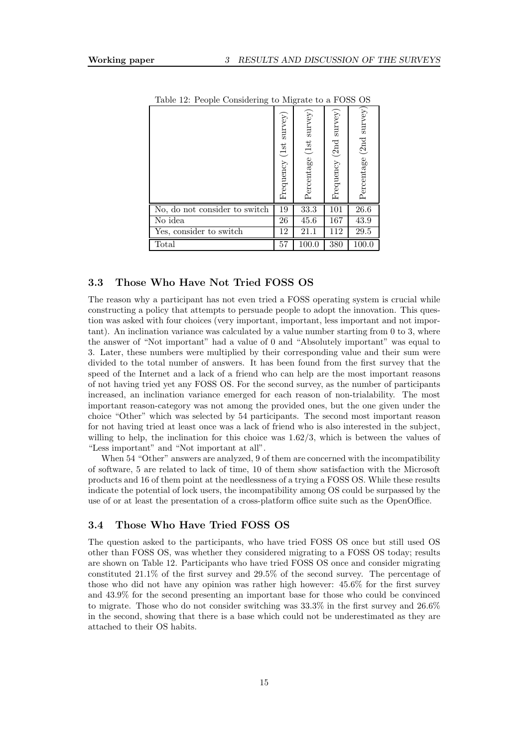Table 12: People Considering to Migrate to a FOSS OS

| | Frequency (1st survey) | Percentage (1st survey) | Frequency (2nd survey) | Percentage (2nd survey) |
|---|---|---|---|---|
| No, do not consider to switch | 19 | 33.3 | 101 | 26.6 |
| No idea | 26 | 45.6 | 167 | 43.9 |
| Yes, consider to switch | 12 | 21.1 | 112 | 29.5 |
| Total | 57 | 100.0 | 380 | 100.0 |

### 3.3 Those Who Have Not Tried FOSS OS

The reason why a participant has not even tried a FOSS operating system is crucial while constructing a policy that attempts to persuade people to adopt the innovation. This question was asked with four choices (very important, important, less important and not important). An inclination variance was calculated by a value number starting from 0 to 3, where the answer of "Not important" had a value of 0 and "Absolutely important" was equal to 3. Later, these numbers were multiplied by their corresponding value and their sum were divided to the total number of answers. It has been found from the first survey that the speed of the Internet and a lack of a friend who can help are the most important reasons of not having tried yet any FOSS OS. For the second survey, as the number of participants increased, an inclination variance emerged for each reason of non-trialability. The most important reason-category was not among the provided ones, but the one given under the choice "Other" which was selected by 54 participants. The second most important reason for not having tried at least once was a lack of friend who is also interested in the subject, willing to help, the inclination for this choice was 1.62/3, which is between the values of "Less important" and "Not important at all".

When 54 "Other" answers are analyzed, 9 of them are concerned with the incompatibility of software, 5 are related to lack of time, 10 of them show satisfaction with the Microsoft products and 16 of them point at the needlessness of a trying a FOSS OS. While these results indicate the potential of lock users, the incompatibility among OS could be surpassed by the use of or at least the presentation of a cross-platform office suite such as the OpenOffice.

### 3.4 Those Who Have Tried FOSS OS

The question asked to the participants, who have tried FOSS OS once but still used OS other than FOSS OS, was whether they considered migrating to a FOSS OS today; results are shown on Table 12. Participants who have tried FOSS OS once and consider migrating constituted 21.1% of the first survey and 29.5% of the second survey. The percentage of those who did not have any opinion was rather high however: 45.6% for the first survey and 43.9% for the second presenting an important base for those who could be convinced to migrate. Those who do not consider switching was 33.3% in the first survey and 26.6% in the second, showing that there is a base which could not be underestimated as they are attached to their OS habits.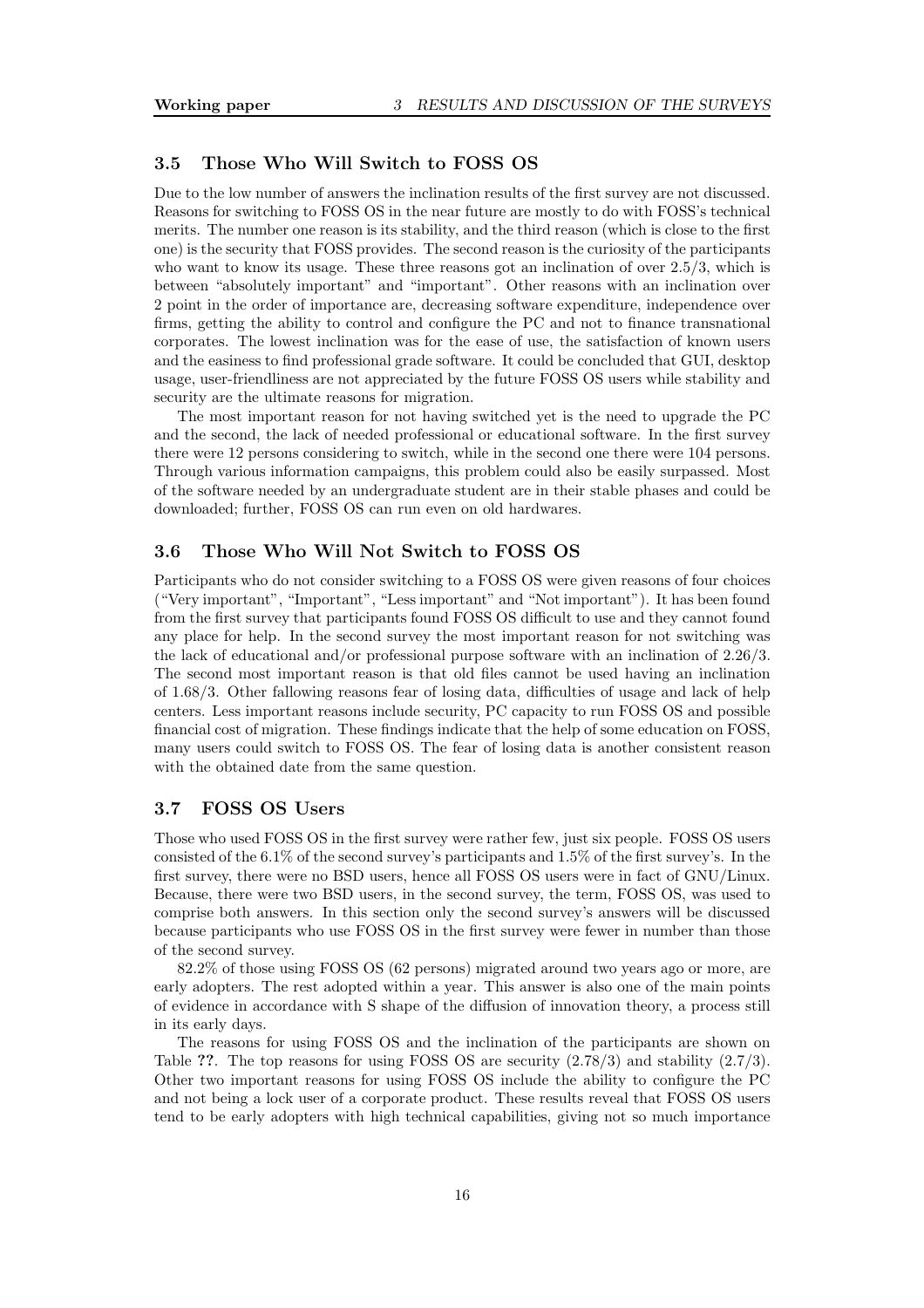### 3.5 Those Who Will Switch to FOSS OS

Due to the low number of answers the inclination results of the first survey are not discussed. Reasons for switching to FOSS OS in the near future are mostly to do with FOSS's technical merits. The number one reason is its stability, and the third reason (which is close to the first one) is the security that FOSS provides. The second reason is the curiosity of the participants who want to know its usage. These three reasons got an inclination of over 2.5/3, which is between "absolutely important" and "important". Other reasons with an inclination over 2 point in the order of importance are, decreasing software expenditure, independence over firms, getting the ability to control and configure the PC and not to finance transnational corporates. The lowest inclination was for the ease of use, the satisfaction of known users and the easiness to find professional grade software. It could be concluded that GUI, desktop usage, user-friendliness are not appreciated by the future FOSS OS users while stability and security are the ultimate reasons for migration.

The most important reason for not having switched yet is the need to upgrade the PC and the second, the lack of needed professional or educational software. In the first survey there were 12 persons considering to switch, while in the second one there were 104 persons. Through various information campaigns, this problem could also be easily surpassed. Most of the software needed by an undergraduate student are in their stable phases and could be downloaded; further, FOSS OS can run even on old hardwares.

### 3.6 Those Who Will Not Switch to FOSS OS

Participants who do not consider switching to a FOSS OS were given reasons of four choices ("Very important", "Important", "Less important" and "Not important"). It has been found from the first survey that participants found FOSS OS difficult to use and they cannot found any place for help. In the second survey the most important reason for not switching was the lack of educational and/or professional purpose software with an inclination of 2.26/3. The second most important reason is that old files cannot be used having an inclination of 1.68/3. Other fallowing reasons fear of losing data, difficulties of usage and lack of help centers. Less important reasons include security, PC capacity to run FOSS OS and possible financial cost of migration. These findings indicate that the help of some education on FOSS, many users could switch to FOSS OS. The fear of losing data is another consistent reason with the obtained date from the same question.

### 3.7 FOSS OS Users

Those who used FOSS OS in the first survey were rather few, just six people. FOSS OS users consisted of the 6.1% of the second survey's participants and 1.5% of the first survey's. In the first survey, there were no BSD users, hence all FOSS OS users were in fact of GNU/Linux. Because, there were two BSD users, in the second survey, the term, FOSS OS, was used to comprise both answers. In this section only the second survey's answers will be discussed because participants who use FOSS OS in the first survey were fewer in number than those of the second survey.

82.2% of those using FOSS OS (62 persons) migrated around two years ago or more, are early adopters. The rest adopted within a year. This answer is also one of the main points of evidence in accordance with S shape of the diffusion of innovation theory, a process still in its early days.

The reasons for using FOSS OS and the inclination of the participants are shown on Table **??**. The top reasons for using FOSS OS are security (2.78/3) and stability (2.7/3). Other two important reasons for using FOSS OS include the ability to configure the PC and not being a lock user of a corporate product. These results reveal that FOSS OS users tend to be early adopters with high technical capabilities, giving not so much importance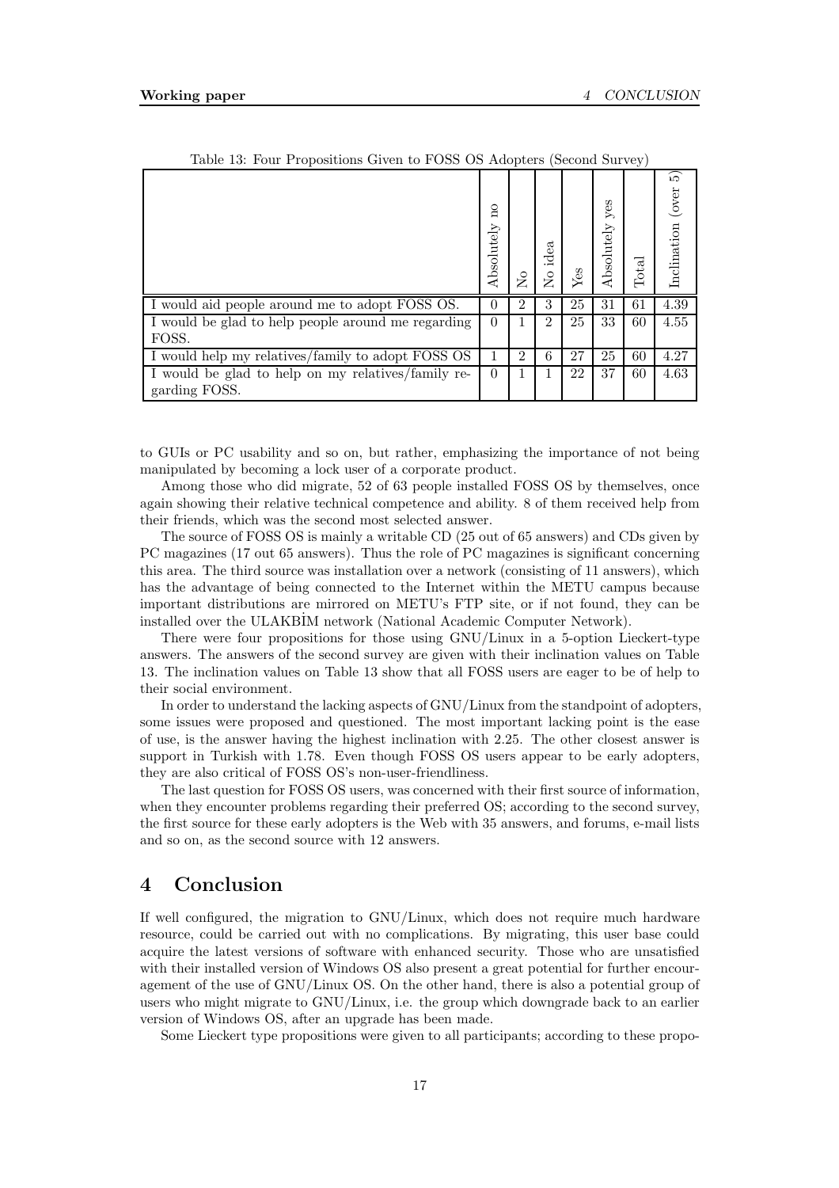Table 13: Four Propositions Given to FOSS OS Adopters (Second Survey)

| | Absolutely no | No | No idea | Yes | Absolutely yes | Total | Inclination (over 5) |
|---|---|---|---|---|---|---|---|
| I would aid people around me to adopt FOSS OS. | 0 | 2 | 3 | 25 | 31 | 61 | 4.39 |
| I would be glad to help people around me regarding FOSS. | 0 | 1 | 2 | 25 | 33 | 60 | 4.55 |
| I would help my relatives/family to adopt FOSS OS | 1 | 2 | 6 | 27 | 25 | 60 | 4.27 |
| I would be glad to help on my relatives/family regarding FOSS. | 0 | 1 | 1 | 22 | 37 | 60 | 4.63 |

to GUIs or PC usability and so on, but rather, emphasizing the importance of not being manipulated by becoming a lock user of a corporate product.

Among those who did migrate, 52 of 63 people installed FOSS OS by themselves, once again showing their relative technical competence and ability. 8 of them received help from their friends, which was the second most selected answer.

The source of FOSS OS is mainly a writable CD (25 out of 65 answers) and CDs given by PC magazines (17 out 65 answers). Thus the role of PC magazines is significant concerning this area. The third source was installation over a network (consisting of 11 answers), which has the advantage of being connected to the Internet within the METU campus because important distributions are mirrored on METU's FTP site, or if not found, they can be installed over the ULAKBİM network (National Academic Computer Network).

There were four propositions for those using GNU/Linux in a 5-option Lieckert-type answers. The answers of the second survey are given with their inclination values on Table 13. The inclination values on Table 13 show that all FOSS users are eager to be of help to their social environment.

In order to understand the lacking aspects of GNU/Linux from the standpoint of adopters, some issues were proposed and questioned. The most important lacking point is the ease of use, is the answer having the highest inclination with 2.25. The other closest answer is support in Turkish with 1.78. Even though FOSS OS users appear to be early adopters, they are also critical of FOSS OS's non-user-friendliness.

The last question for FOSS OS users, was concerned with their first source of information, when they encounter problems regarding their preferred OS; according to the second survey, the first source for these early adopters is the Web with 35 answers, and forums, e-mail lists and so on, as the second source with 12 answers.

# 4 Conclusion

If well configured, the migration to GNU/Linux, which does not require much hardware resource, could be carried out with no complications. By migrating, this user base could acquire the latest versions of software with enhanced security. Those who are unsatisfied with their installed version of Windows OS also present a great potential for further encouragement of the use of GNU/Linux OS. On the other hand, there is also a potential group of users who might migrate to GNU/Linux, i.e. the group which downgrade back to an earlier version of Windows OS, after an upgrade has been made.

Some Lieckert type propositions were given to all participants; according to these propo-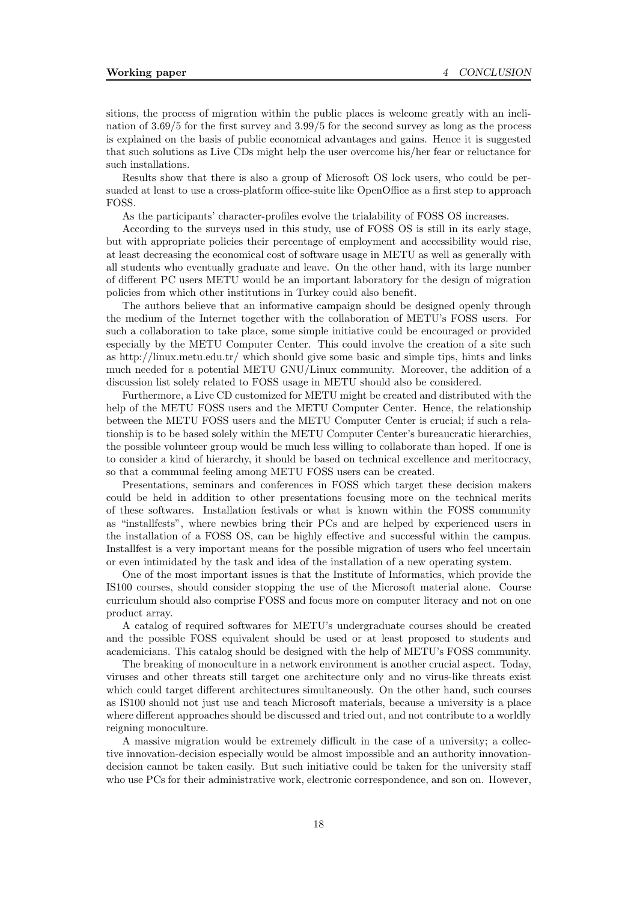sitions, the process of migration within the public places is welcome greatly with an inclination of 3.69/5 for the first survey and 3.99/5 for the second survey as long as the process is explained on the basis of public economical advantages and gains. Hence it is suggested that such solutions as Live CDs might help the user overcome his/her fear or reluctance for such installations.

Results show that there is also a group of Microsoft OS lock users, who could be persuaded at least to use a cross-platform office-suite like OpenOffice as a first step to approach FOSS.

As the participants' character-profiles evolve the trialability of FOSS OS increases.

According to the surveys used in this study, use of FOSS OS is still in its early stage, but with appropriate policies their percentage of employment and accessibility would rise, at least decreasing the economical cost of software usage in METU as well as generally with all students who eventually graduate and leave. On the other hand, with its large number of different PC users METU would be an important laboratory for the design of migration policies from which other institutions in Turkey could also benefit.

The authors believe that an informative campaign should be designed openly through the medium of the Internet together with the collaboration of METU's FOSS users. For such a collaboration to take place, some simple initiative could be encouraged or provided especially by the METU Computer Center. This could involve the creation of a site such as http://linux.metu.edu.tr/ which should give some basic and simple tips, hints and links much needed for a potential METU GNU/Linux community. Moreover, the addition of a discussion list solely related to FOSS usage in METU should also be considered.

Furthermore, a Live CD customized for METU might be created and distributed with the help of the METU FOSS users and the METU Computer Center. Hence, the relationship between the METU FOSS users and the METU Computer Center is crucial; if such a relationship is to be based solely within the METU Computer Center's bureaucratic hierarchies, the possible volunteer group would be much less willing to collaborate than hoped. If one is to consider a kind of hierarchy, it should be based on technical excellence and meritocracy, so that a communal feeling among METU FOSS users can be created.

Presentations, seminars and conferences in FOSS which target these decision makers could be held in addition to other presentations focusing more on the technical merits of these softwares. Installation festivals or what is known within the FOSS community as "installfests", where newbies bring their PCs and are helped by experienced users in the installation of a FOSS OS, can be highly effective and successful within the campus. Installfest is a very important means for the possible migration of users who feel uncertain or even intimidated by the task and idea of the installation of a new operating system.

One of the most important issues is that the Institute of Informatics, which provide the IS100 courses, should consider stopping the use of the Microsoft material alone. Course curriculum should also comprise FOSS and focus more on computer literacy and not on one product array.

A catalog of required softwares for METU's undergraduate courses should be created and the possible FOSS equivalent should be used or at least proposed to students and academicians. This catalog should be designed with the help of METU's FOSS community.

The breaking of monoculture in a network environment is another crucial aspect. Today, viruses and other threats still target one architecture only and no virus-like threats exist which could target different architectures simultaneously. On the other hand, such courses as IS100 should not just use and teach Microsoft materials, because a university is a place where different approaches should be discussed and tried out, and not contribute to a worldly reigning monoculture.

A massive migration would be extremely difficult in the case of a university; a collective innovation-decision especially would be almost impossible and an authority innovation-decision cannot be taken easily. But such initiative could be taken for the university staff who use PCs for their administrative work, electronic correspondence, and son on. However,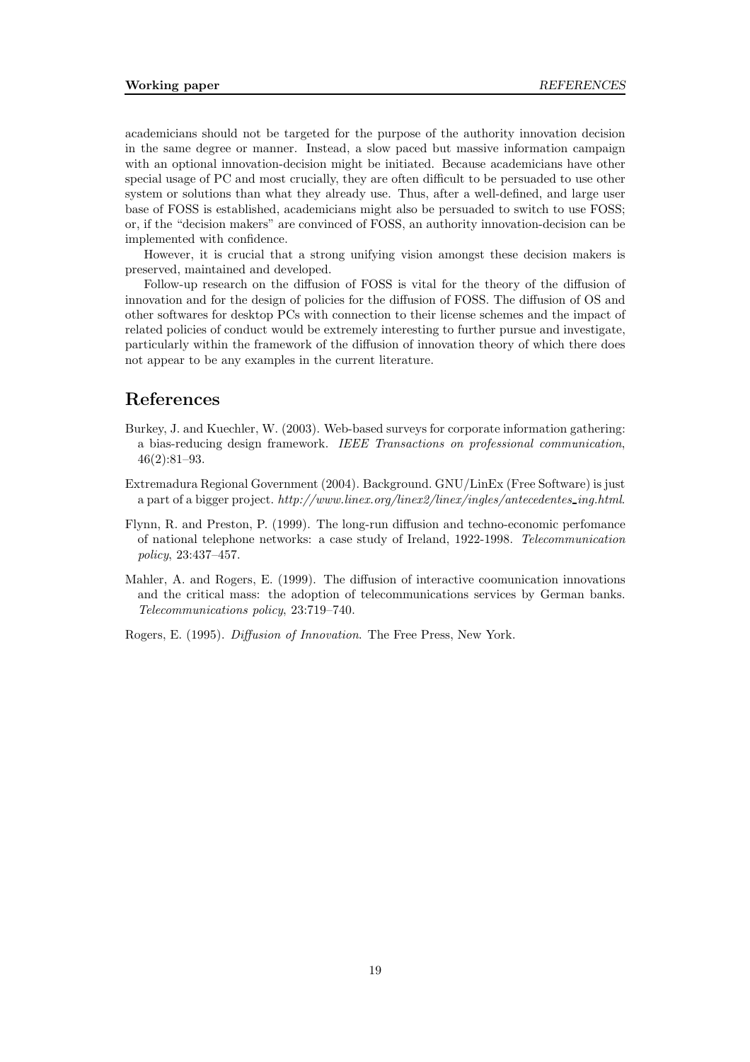academicians should not be targeted for the purpose of the authority innovation decision in the same degree or manner. Instead, a slow paced but massive information campaign with an optional innovation-decision might be initiated. Because academicians have other special usage of PC and most crucially, they are often difficult to be persuaded to use other system or solutions than what they already use. Thus, after a well-defined, and large user base of FOSS is established, academicians might also be persuaded to switch to use FOSS; or, if the "decision makers" are convinced of FOSS, an authority innovation-decision can be implemented with confidence.

However, it is crucial that a strong unifying vision amongst these decision makers is preserved, maintained and developed.

Follow-up research on the diffusion of FOSS is vital for the theory of the diffusion of innovation and for the design of policies for the diffusion of FOSS. The diffusion of OS and other softwares for desktop PCs with connection to their license schemes and the impact of related policies of conduct would be extremely interesting to further pursue and investigate, particularly within the framework of the diffusion of innovation theory of which there does not appear to be any examples in the current literature.

# References

Burkey, J. and Kuechler, W. (2003). Web-based surveys for corporate information gathering: a bias-reducing design framework. *IEEE Transactions on professional communication*, 46(2):81–93.

Extremadura Regional Government (2004). Background. GNU/LinEx (Free Software) is just a part of a bigger project. *http://www.linex.org/linex2/linex/ingles/antecedentes_ing.html*.

Flynn, R. and Preston, P. (1999). The long-run diffusion and techno-economic perfomance of national telephone networks: a case study of Ireland, 1922-1998. *Telecommunication policy*, 23:437–457.

Mahler, A. and Rogers, E. (1999). The diffusion of interactive coomunication innovations and the critical mass: the adoption of telecommunications services by German banks. *Telecommunications policy*, 23:719–740.

Rogers, E. (1995). *Diffusion of Innovation*. The Free Press, New York.